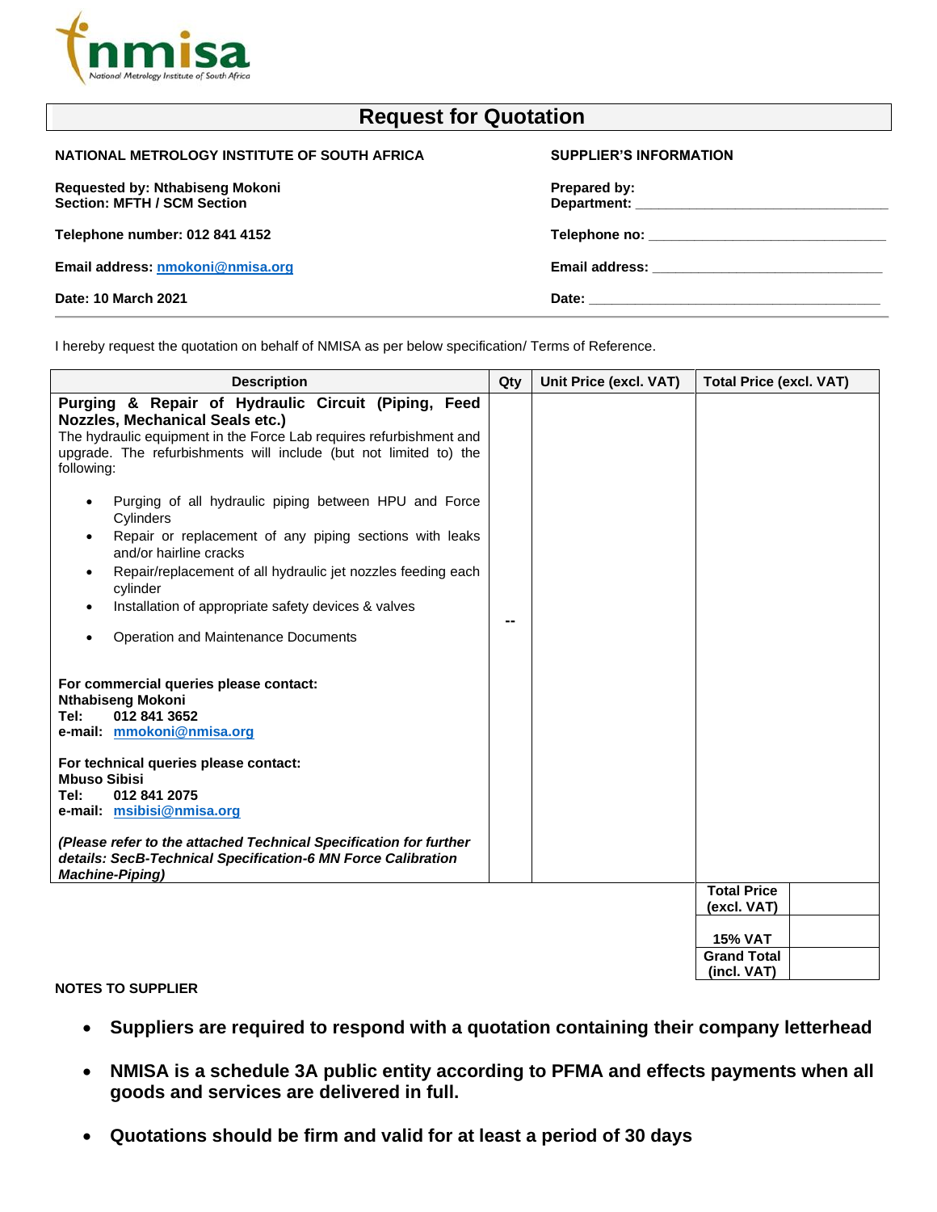nmisa
National Metrology Institute of South Africa

# Request for Quotation

**NATIONAL METROLOGY INSTITUTE OF SOUTH AFRICA**

**Requested by: Nthabiseng Mokoni**
**Section: MFTH / SCM Section**

**Telephone number: 012 841 4152**

**Email address: nmokoni@nmisa.org**

**Date: 10 March 2021**

**SUPPLIER'S INFORMATION**

**Prepared by:**
**Department:** ________________________________

**Telephone no:** ________________________________

**Email address:** ________________________________

**Date:** ________________________________

I hereby request the quotation on behalf of NMISA as per below specification/ Terms of Reference.

| Description | Qty | Unit Price (excl. VAT) | Total Price (excl. VAT) |
|---|---|---|---|
| **Purging & Repair of Hydraulic Circuit (Piping, Feed Nozzles, Mechanical Seals etc.)**<br>The hydraulic equipment in the Force Lab requires refurbishment and upgrade. The refurbishments will include (but not limited to) the following:<br>• Purging of all hydraulic piping between HPU and Force Cylinders<br>• Repair or replacement of any piping sections with leaks and/or hairline cracks<br>• Repair/replacement of all hydraulic jet nozzles feeding each cylinder<br>• Installation of appropriate safety devices & valves<br>• Operation and Maintenance Documents<br><br>**For commercial queries please contact:**<br>**Nthabiseng Mokoni**<br>**Tel: 012 841 3652**<br>**e-mail: mmokoni@nmisa.org**<br><br>**For technical queries please contact:**<br>**Mbuso Sibisi**<br>**Tel: 012 841 2075**<br>**e-mail: msibisi@nmisa.org**<br><br>***(Please refer to the attached Technical Specification for further details: SecB-Technical Specification-6 MN Force Calibration Machine-Piping)*** | -- | | |
| | | | **Total Price (excl. VAT)** |
| | | | **15% VAT** |
| | | | **Grand Total (incl. VAT)** |

**NOTES TO SUPPLIER**

- **Suppliers are required to respond with a quotation containing their company letterhead**
- **NMISA is a schedule 3A public entity according to PFMA and effects payments when all goods and services are delivered in full.**
- **Quotations should be firm and valid for at least a period of 30 days**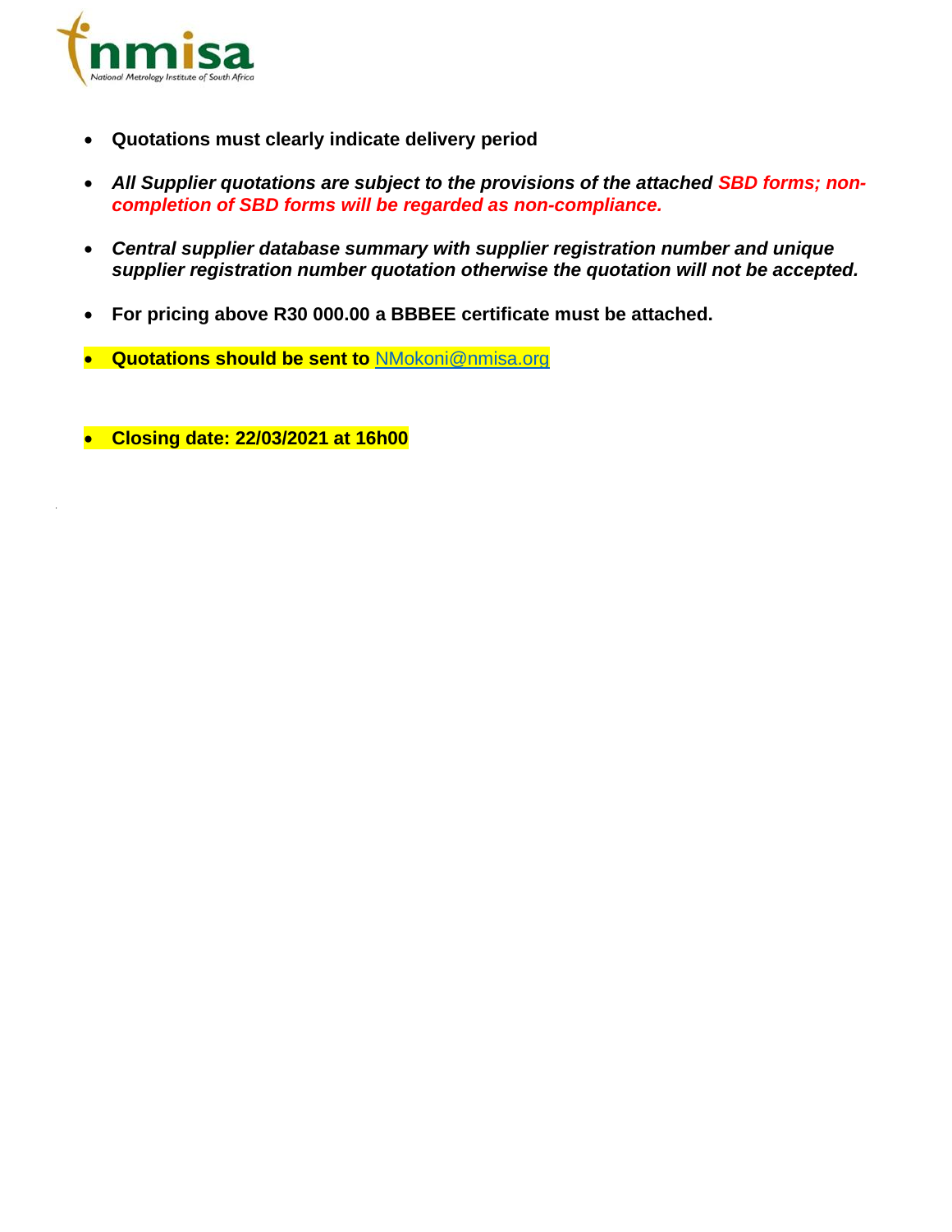- **Quotations must clearly indicate delivery period**

- ***All Supplier quotations are subject to the provisions of the attached SBD forms; non-completion of SBD forms will be regarded as non-compliance.***

- ***Central supplier database summary with supplier registration number and unique supplier registration number quotation otherwise the quotation will not be accepted.***

- **For pricing above R30 000.00 a BBBEE certificate must be attached.**

- **Quotations should be sent to** NMokoni@nmisa.org

- **Closing date: 22/03/2021 at 16h00**